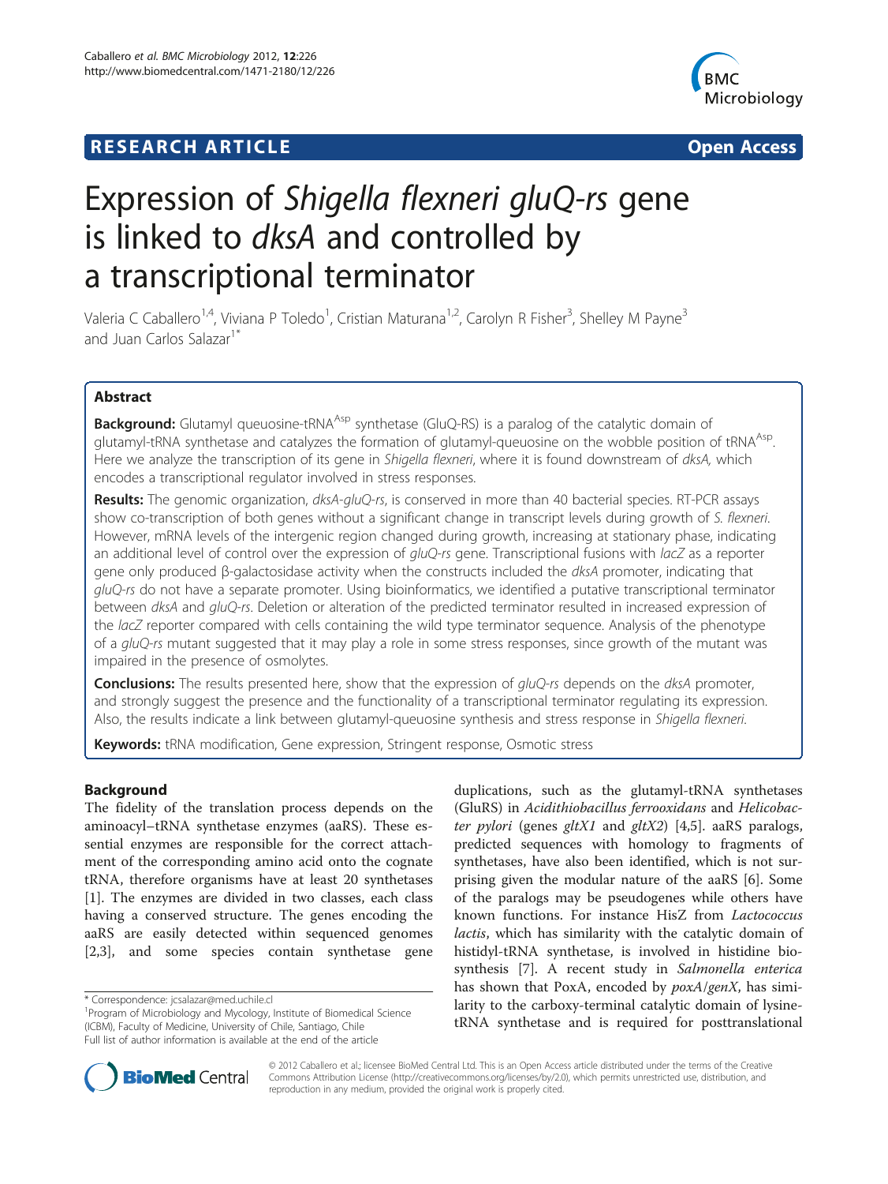**RESEARCH ARTICLE** **Open Access**

# Expression of *Shigella flexneri gluQ-rs* gene is linked to *dksA* and controlled by a transcriptional terminator

Valeria C Caballero[1,4], Viviana P Toledo[1], Cristian Maturana[1,2], Carolyn R Fisher[3], Shelley M Payne[3] and Juan Carlos Salazar[1*]

## Abstract

**Background:** Glutamyl queuosine-tRNA$^{Asp}$ synthetase (GluQ-RS) is a paralog of the catalytic domain of glutamyl-tRNA synthetase and catalyzes the formation of glutamyl-queuosine on the wobble position of tRNA$^{Asp}$. Here we analyze the transcription of its gene in *Shigella flexneri*, where it is found downstream of *dksA,* which encodes a transcriptional regulator involved in stress responses.

**Results:** The genomic organization, *dksA-gluQ-rs*, is conserved in more than 40 bacterial species. RT-PCR assays show co-transcription of both genes without a significant change in transcript levels during growth of *S. flexneri*. However, mRNA levels of the intergenic region changed during growth, increasing at stationary phase, indicating an additional level of control over the expression of *gluQ-rs* gene. Transcriptional fusions with *lacZ* as a reporter gene only produced β-galactosidase activity when the constructs included the *dksA* promoter, indicating that *gluQ-rs* do not have a separate promoter. Using bioinformatics, we identified a putative transcriptional terminator between *dksA* and *gluQ-rs*. Deletion or alteration of the predicted terminator resulted in increased expression of the *lacZ* reporter compared with cells containing the wild type terminator sequence. Analysis of the phenotype of a *gluQ-rs* mutant suggested that it may play a role in some stress responses, since growth of the mutant was impaired in the presence of osmolytes.

**Conclusions:** The results presented here, show that the expression of *gluQ-rs* depends on the *dksA* promoter, and strongly suggest the presence and the functionality of a transcriptional terminator regulating its expression. Also, the results indicate a link between glutamyl-queuosine synthesis and stress response in *Shigella flexneri*.

**Keywords:** tRNA modification, Gene expression, Stringent response, Osmotic stress

## Background

The fidelity of the translation process depends on the aminoacyl−tRNA synthetase enzymes (aaRS). These essential enzymes are responsible for the correct attachment of the corresponding amino acid onto the cognate tRNA, therefore organisms have at least 20 synthetases [1]. The enzymes are divided in two classes, each class having a conserved structure. The genes encoding the aaRS are easily detected within sequenced genomes [2,3], and some species contain synthetase gene duplications, such as the glutamyl-tRNA synthetases (GluRS) in *Acidithiobacillus ferrooxidans* and *Helicobacter pylori* (genes *gltX1* and *gltX2*) [4,5]. aaRS paralogs, predicted sequences with homology to fragments of synthetases, have also been identified, which is not surprising given the modular nature of the aaRS [6]. Some of the paralogs may be pseudogenes while others have known functions. For instance HisZ from *Lactococcus lactis*, which has similarity with the catalytic domain of histidyl-tRNA synthetase, is involved in histidine biosynthesis [7]. A recent study in *Salmonella enterica* has shown that PoxA, encoded by *poxA*/*genX*, has similarity to the carboxy-terminal catalytic domain of lysine-tRNA synthetase and is required for posttranslational

\* Correspondence: jcsalazar@med.uchile.cl
[1]Program of Microbiology and Mycology, Institute of Biomedical Science (ICBM), Faculty of Medicine, University of Chile, Santiago, Chile
Full list of author information is available at the end of the article

© 2012 Caballero et al.; licensee BioMed Central Ltd. This is an Open Access article distributed under the terms of the Creative Commons Attribution License (http://creativecommons.org/licenses/by/2.0), which permits unrestricted use, distribution, and reproduction in any medium, provided the original work is properly cited.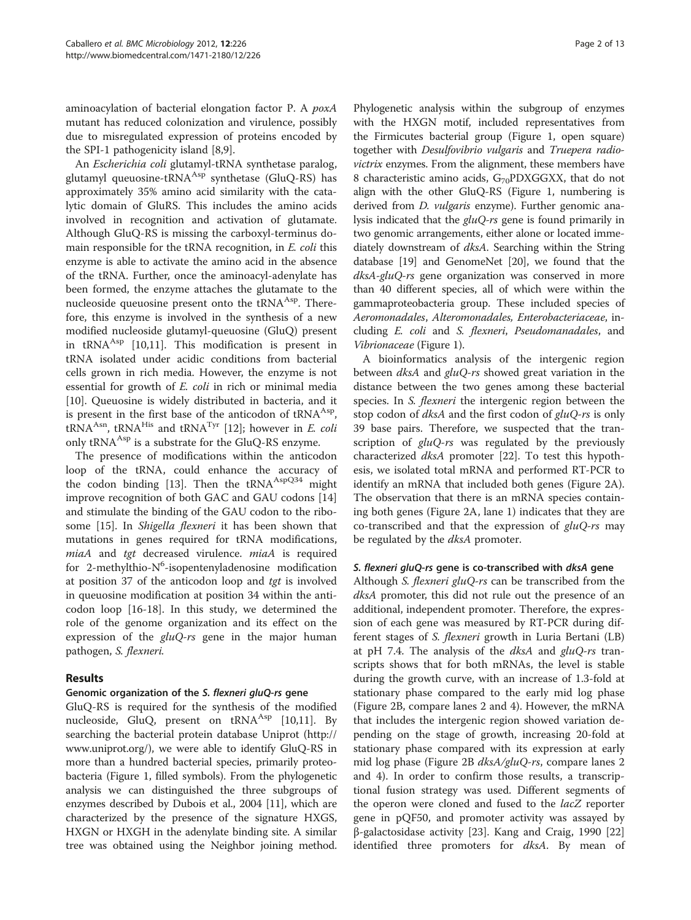aminoacylation of bacterial elongation factor P. A *poxA* mutant has reduced colonization and virulence, possibly due to misregulated expression of proteins encoded by the SPI-1 pathogenicity island [8,9].

An *Escherichia coli* glutamyl-tRNA synthetase paralog, glutamyl queuosine-$tRNA^{Asp}$ synthetase (GluQ-RS) has approximately 35% amino acid similarity with the catalytic domain of GluRS. This includes the amino acids involved in recognition and activation of glutamate. Although GluQ-RS is missing the carboxyl-terminus domain responsible for the tRNA recognition, in *E. coli* this enzyme is able to activate the amino acid in the absence of the tRNA. Further, once the aminoacyl-adenylate has been formed, the enzyme attaches the glutamate to the nucleoside queuosine present onto the $tRNA^{Asp}$. Therefore, this enzyme is involved in the synthesis of a new modified nucleoside glutamyl-queuosine (GluQ) present in $tRNA^{Asp}$ [10,11]. This modification is present in tRNA isolated under acidic conditions from bacterial cells grown in rich media. However, the enzyme is not essential for growth of *E. coli* in rich or minimal media [10]. Queuosine is widely distributed in bacteria, and it is present in the first base of the anticodon of $tRNA^{Asp}$, $tRNA^{Asn}$, $tRNA^{His}$ and $tRNA^{Tyr}$ [12]; however in *E. coli* only $tRNA^{Asp}$ is a substrate for the GluQ-RS enzyme.

The presence of modifications within the anticodon loop of the tRNA, could enhance the accuracy of the codon binding [13]. Then the $tRNA^{AspQ34}$ might improve recognition of both GAC and GAU codons [14] and stimulate the binding of the GAU codon to the ribosome [15]. In *Shigella flexneri* it has been shown that mutations in genes required for tRNA modifications, *miaA* and *tgt* decreased virulence. *miaA* is required for 2-methylthio-$N^6$-isopentenyladenosine modification at position 37 of the anticodon loop and *tgt* is involved in queuosine modification at position 34 within the anticodon loop [16-18]. In this study, we determined the role of the genome organization and its effect on the expression of the *gluQ-rs* gene in the major human pathogen, *S. flexneri.*

## Results

### Genomic organization of the *S. flexneri gluQ-rs* gene

GluQ-RS is required for the synthesis of the modified nucleoside, GluQ, present on $tRNA^{Asp}$ [10,11]. By searching the bacterial protein database Uniprot (http://www.uniprot.org/), we were able to identify GluQ-RS in more than a hundred bacterial species, primarily proteobacteria (Figure 1, filled symbols). From the phylogenetic analysis we can distinguished the three subgroups of enzymes described by Dubois et al., 2004 [11], which are characterized by the presence of the signature HXGS, HXGN or HXGH in the adenylate binding site. A similar tree was obtained using the Neighbor joining method. Phylogenetic analysis within the subgroup of enzymes with the HXGN motif, included representatives from the Firmicutes bacterial group (Figure 1, open square) together with *Desulfovibrio vulgaris* and *Truepera radiovictrix* enzymes. From the alignment, these members have 8 characteristic amino acids, $G_{70}$PDXGGXX, that do not align with the other GluQ-RS (Figure 1, numbering is derived from *D. vulgaris* enzyme). Further genomic analysis indicated that the *gluQ-rs* gene is found primarily in two genomic arrangements, either alone or located immediately downstream of *dksA*. Searching within the String database [19] and GenomeNet [20], we found that the *dksA-gluQ-rs* gene organization was conserved in more than 40 different species, all of which were within the gammaproteobacteria group. These included species of *Aeromonadales*, *Alteromonadales, Enterobacteriaceae*, including *E. coli* and *S. flexneri*, *Pseudomanadales*, and *Vibrionaceae* (Figure 1).

A bioinformatics analysis of the intergenic region between *dksA* and *gluQ-rs* showed great variation in the distance between the two genes among these bacterial species. In *S. flexneri* the intergenic region between the stop codon of *dksA* and the first codon of *gluQ-rs* is only 39 base pairs. Therefore, we suspected that the transcription of *gluQ-rs* was regulated by the previously characterized *dksA* promoter [22]. To test this hypothesis, we isolated total mRNA and performed RT-PCR to identify an mRNA that included both genes (Figure 2A). The observation that there is an mRNA species containing both genes (Figure 2A, lane 1) indicates that they are co-transcribed and that the expression of *gluQ-rs* may be regulated by the *dksA* promoter.

### *S. flexneri gluQ-rs* gene is co-transcribed with *dksA* gene

Although *S. flexneri gluQ-rs* can be transcribed from the *dksA* promoter, this did not rule out the presence of an additional, independent promoter. Therefore, the expression of each gene was measured by RT-PCR during different stages of *S. flexneri* growth in Luria Bertani (LB) at pH 7.4. The analysis of the *dksA* and *gluQ-rs* transcripts shows that for both mRNAs, the level is stable during the growth curve, with an increase of 1.3-fold at stationary phase compared to the early mid log phase (Figure 2B, compare lanes 2 and 4). However, the mRNA that includes the intergenic region showed variation depending on the stage of growth, increasing 20-fold at stationary phase compared with its expression at early mid log phase (Figure 2B *dksA/gluQ-rs*, compare lanes 2 and 4). In order to confirm those results, a transcriptional fusion strategy was used. Different segments of the operon were cloned and fused to the *lacZ* reporter gene in pQF50, and promoter activity was assayed by β-galactosidase activity [23]. Kang and Craig, 1990 [22] identified three promoters for *dksA*. By mean of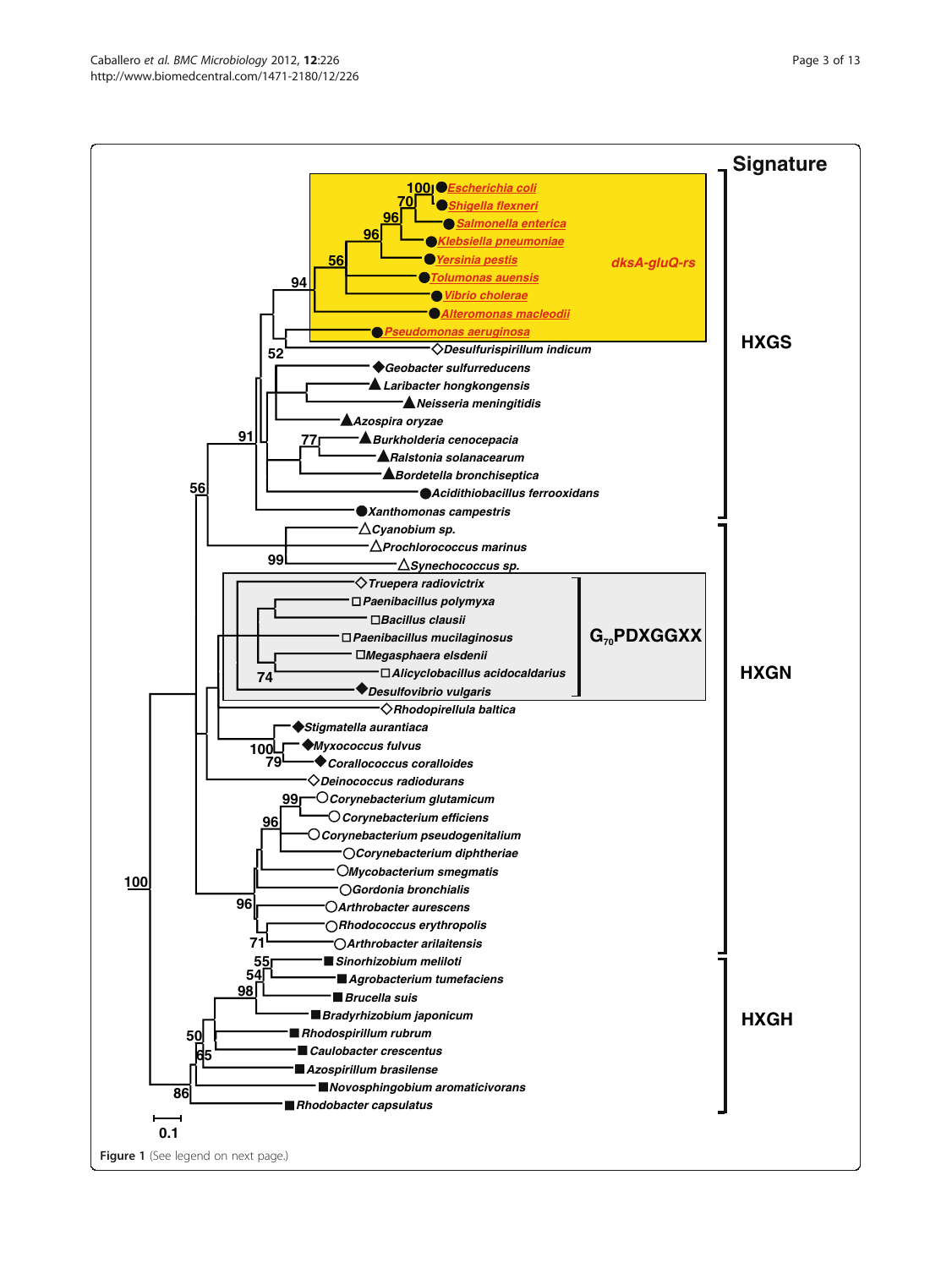Figure 1 (See legend on next page.)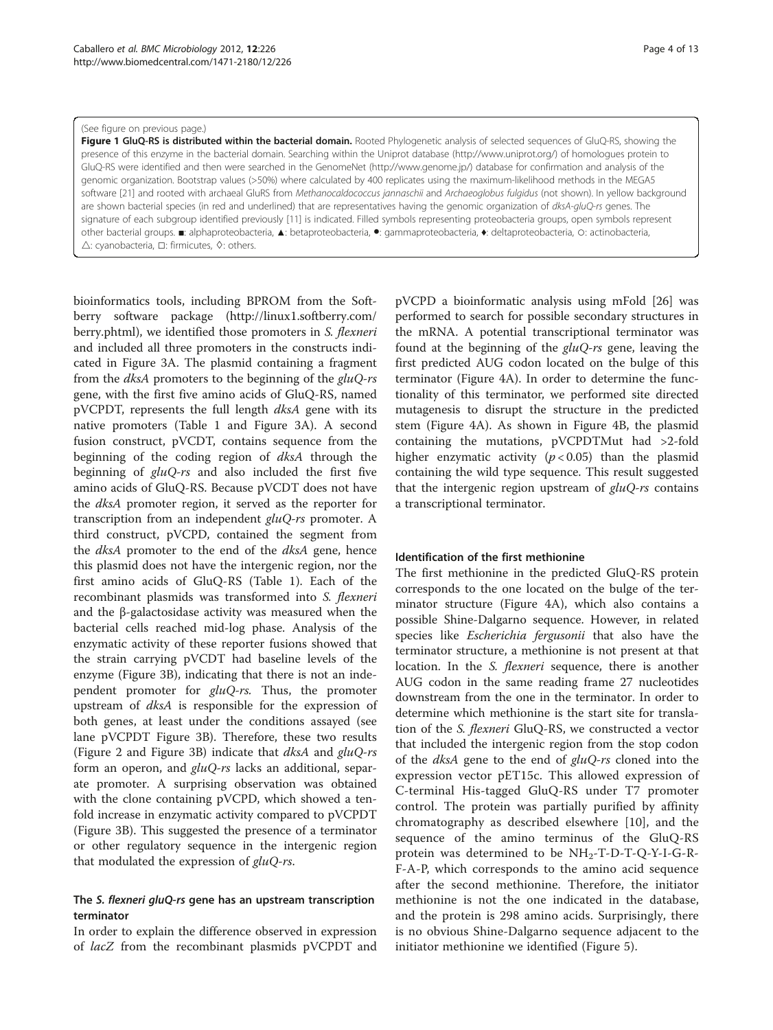(See figure on previous page.)

**Figure 1 GluQ-RS is distributed within the bacterial domain.** Rooted Phylogenetic analysis of selected sequences of GluQ-RS, showing the presence of this enzyme in the bacterial domain. Searching within the Uniprot database (http://www.uniprot.org/) of homologues protein to GluQ-RS were identified and then were searched in the GenomeNet (http://www.genome.jp/) database for confirmation and analysis of the genomic organization. Bootstrap values (>50%) where calculated by 400 replicates using the maximum-likelihood methods in the MEGA5 software [21] and rooted with archaeal GluRS from *Methanocaldococcus jannaschii* and *Archaeoglobus fulgidus* (not shown). In yellow background are shown bacterial species (in red and underlined) that are representatives having the genomic organization of *dksA-gluQ-rs* genes. The signature of each subgroup identified previously [11] is indicated. Filled symbols representing proteobacteria groups, open symbols represent other bacterial groups. ■: alphaproteobacteria, ▲: betaproteobacteria, ●: gammaproteobacteria, ♦: deltaproteobacteria, ○: actinobacteria, △: cyanobacteria, □: firmicutes, ◊: others.

bioinformatics tools, including BPROM from the Softberry software package (http://linux1.softberry.com/berry.phtml), we identified those promoters in *S. flexneri* and included all three promoters in the constructs indicated in Figure 3A. The plasmid containing a fragment from the *dksA* promoters to the beginning of the *gluQ-rs* gene, with the first five amino acids of GluQ-RS, named pVCPDT, represents the full length *dksA* gene with its native promoters (Table 1 and Figure 3A). A second fusion construct, pVCDT, contains sequence from the beginning of the coding region of *dksA* through the beginning of *gluQ-rs* and also included the first five amino acids of GluQ-RS. Because pVCDT does not have the *dksA* promoter region, it served as the reporter for transcription from an independent *gluQ-rs* promoter. A third construct, pVCPD, contained the segment from the *dksA* promoter to the end of the *dksA* gene, hence this plasmid does not have the intergenic region, nor the first amino acids of GluQ-RS (Table 1). Each of the recombinant plasmids was transformed into *S. flexneri* and the β-galactosidase activity was measured when the bacterial cells reached mid-log phase. Analysis of the enzymatic activity of these reporter fusions showed that the strain carrying pVCDT had baseline levels of the enzyme (Figure 3B), indicating that there is not an independent promoter for *gluQ-rs.* Thus, the promoter upstream of *dksA* is responsible for the expression of both genes, at least under the conditions assayed (see lane pVCPDT Figure 3B). Therefore, these two results (Figure 2 and Figure 3B) indicate that *dksA* and *gluQ-rs* form an operon, and *gluQ-rs* lacks an additional, separate promoter. A surprising observation was obtained with the clone containing pVCPD, which showed a tenfold increase in enzymatic activity compared to pVCPDT (Figure 3B). This suggested the presence of a terminator or other regulatory sequence in the intergenic region that modulated the expression of *gluQ-rs*.

### The *S. flexneri gluQ-rs* gene has an upstream transcription terminator

In order to explain the difference observed in expression of *lacZ* from the recombinant plasmids pVCPDT and pVCPD a bioinformatic analysis using mFold [26] was performed to search for possible secondary structures in the mRNA. A potential transcriptional terminator was found at the beginning of the *gluQ-rs* gene, leaving the first predicted AUG codon located on the bulge of this terminator (Figure 4A). In order to determine the functionality of this terminator, we performed site directed mutagenesis to disrupt the structure in the predicted stem (Figure 4A). As shown in Figure 4B, the plasmid containing the mutations, pVCPDTMut had >2-fold higher enzymatic activity ($p < 0.05$) than the plasmid containing the wild type sequence. This result suggested that the intergenic region upstream of *gluQ-rs* contains a transcriptional terminator.

### Identification of the first methionine

The first methionine in the predicted GluQ-RS protein corresponds to the one located on the bulge of the terminator structure (Figure 4A), which also contains a possible Shine-Dalgarno sequence. However, in related species like *Escherichia fergusonii* that also have the terminator structure, a methionine is not present at that location. In the *S. flexneri* sequence, there is another AUG codon in the same reading frame 27 nucleotides downstream from the one in the terminator. In order to determine which methionine is the start site for translation of the *S. flexneri* GluQ-RS, we constructed a vector that included the intergenic region from the stop codon of the *dksA* gene to the end of *gluQ-rs* cloned into the expression vector pET15c. This allowed expression of C-terminal His-tagged GluQ-RS under T7 promoter control. The protein was partially purified by affinity chromatography as described elsewhere [10], and the sequence of the amino terminus of the GluQ-RS protein was determined to be $NH_2$-T-D-T-Q-Y-I-G-R-F-A-P, which corresponds to the amino acid sequence after the second methionine. Therefore, the initiator methionine is not the one indicated in the database, and the protein is 298 amino acids. Surprisingly, there is no obvious Shine-Dalgarno sequence adjacent to the initiator methionine we identified (Figure 5).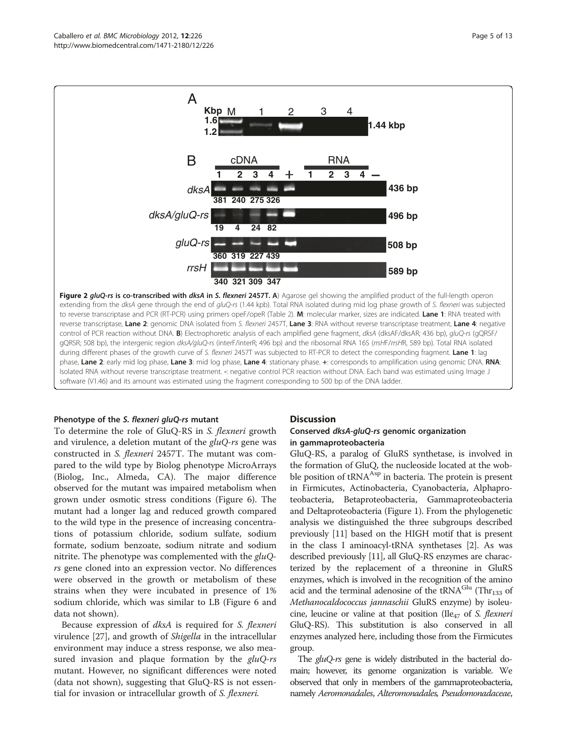**Figure 2 *gluQ-rs* is co-transcribed with *dksA* in *S. flexneri* 2457T. A**) Agarose gel showing the amplified product of the full-length operon extending from the *dksA* gene through the end of *gluQ-rs* (1.44 kpb). Total RNA isolated during mid log phase growth of *S. flexneri* was subjected to reverse transcriptase and PCR (RT-PCR) using primers opeF/opeR (Table 2). **M**: molecular marker, sizes are indicated. **Lane 1**: RNA treated with reverse transcriptase, **Lane 2**: genomic DNA isolated from *S. flexneri* 2457T, **Lane 3**: RNA without reverse transcriptase treatment, **Lane 4**: negative control of PCR reaction without DNA. **B**) Electrophoretic analysis of each amplified gene fragment, *dksA* (dksAF/dksAR; 436 bp), *gluQ-rs* (gQRSF/gQRSR; 508 bp), the intergenic region *dksA/gluQ-rs* (interF/interR; 496 bp) and the ribosomal RNA 16S (*rrsHF/rrsHR*, 589 bp). Total RNA isolated during different phases of the growth curve of *S. flexneri* 2457T was subjected to RT-PCR to detect the corresponding fragment. **Lane 1**: lag phase, **Lane 2**: early mid log phase, **Lane 3**: mid log phase, **Lane 4**: stationary phase. **+**: corresponds to amplification using genomic DNA. **RNA**: Isolated RNA without reverse transcriptase treatment. **-**: negative control PCR reaction without DNA. Each band was estimated using Image J software (V1.46) and its amount was estimated using the fragment corresponding to 500 bp of the DNA ladder.

#### Phenotype of the *S. flexneri gluQ-rs* mutant

To determine the role of GluQ-RS in *S. flexneri* growth and virulence, a deletion mutant of the *gluQ-rs* gene was constructed in *S. flexneri* 2457T. The mutant was compared to the wild type by Biolog phenotype MicroArrays (Biolog, Inc., Almeda, CA). The major difference observed for the mutant was impaired metabolism when grown under osmotic stress conditions (Figure 6). The mutant had a longer lag and reduced growth compared to the wild type in the presence of increasing concentrations of potassium chloride, sodium sulfate, sodium formate, sodium benzoate, sodium nitrate and sodium nitrite. The phenotype was complemented with the *gluQ-rs* gene cloned into an expression vector. No differences were observed in the growth or metabolism of these strains when they were incubated in presence of 1% sodium chloride, which was similar to LB (Figure 6 and data not shown).

Because expression of *dksA* is required for *S. flexneri* virulence [27], and growth of *Shigella* in the intracellular environment may induce a stress response, we also measured invasion and plaque formation by the *gluQ-rs* mutant. However, no significant differences were noted (data not shown), suggesting that GluQ-RS is not essential for invasion or intracellular growth of *S. flexneri.*

## Discussion

### Conserved *dksA-gluQ-rs* genomic organization in gammaproteobacteria

GluQ-RS, a paralog of GluRS synthetase, is involved in the formation of GluQ, the nucleoside located at the wobble position of $tRNA^{Asp}$ in bacteria. The protein is present in Firmicutes, Actinobacteria, Cyanobacteria, Alphaproteobacteria, Betaproteobacteria, Gammaproteobacteria and Deltaproteobacteria (Figure 1). From the phylogenetic analysis we distinguished the three subgroups described previously [11] based on the HIGH motif that is present in the class I aminoacyl-tRNA synthetases [2]. As was described previously [11], all GluQ-RS enzymes are characterized by the replacement of a threonine in GluRS enzymes, which is involved in the recognition of the amino acid and the terminal adenosine of the $tRNA^{Glu}$ ($Thr_{133}$ of *Methanocaldococcus jannaschii* GluRS enzyme) by isoleucine, leucine or valine at that position ($Ile_{47}$ of *S. flexneri* GluQ-RS). This substitution is also conserved in all enzymes analyzed here, including those from the Firmicutes group.

The *gluQ-rs* gene is widely distributed in the bacterial domain; however, its genome organization is variable. We observed that only in members of the gammaproteobacteria, namely *Aeromonadales*, *Alteromonadales, Pseudomonadaceae,*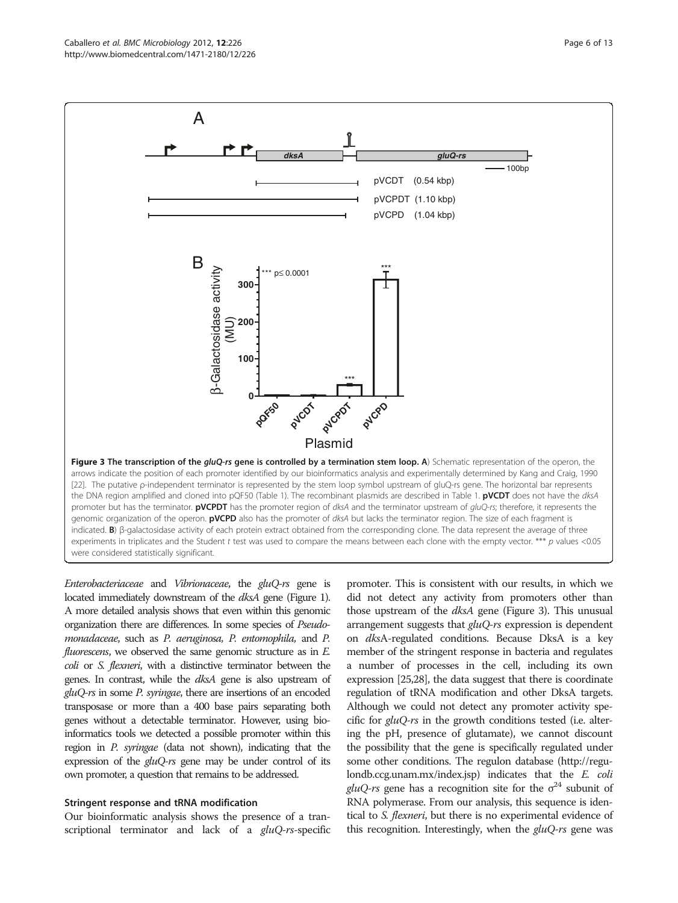**Figure 3 The transcription of the *gluQ-rs* gene is controlled by a termination stem loop. A**) Schematic representation of the operon, the arrows indicate the position of each promoter identified by our bioinformatics analysis and experimentally determined by Kang and Craig, 1990 [22]. The putative ρ-independent terminator is represented by the stem loop symbol upstream of gluQ-rs gene. The horizontal bar represents the DNA region amplified and cloned into pQF50 (Table 1). The recombinant plasmids are described in Table 1. **pVCDT** does not have the *dksA* promoter but has the terminator. **pVCPDT** has the promoter region of *dksA* and the terminator upstream of *gluQ-rs*; therefore, it represents the genomic organization of the operon. **pVCPD** also has the promoter of *dksA* but lacks the terminator region. The size of each fragment is indicated. **B**) β-galactosidase activity of each protein extract obtained from the corresponding clone. The data represent the average of three experiments in triplicates and the Student *t* test was used to compare the means between each clone with the empty vector. *** *p* values <0.05 were considered statistically significant.

*Enterobacteriaceae* and *Vibrionaceae*, the *gluQ-rs* gene is located immediately downstream of the *dksA* gene (Figure 1). A more detailed analysis shows that even within this genomic organization there are differences. In some species of *Pseudomonadaceae*, such as *P. aeruginosa, P. entomophila,* and *P. fluorescens*, we observed the same genomic structure as in *E. coli* or *S. flexneri*, with a distinctive terminator between the genes. In contrast, while the *dksA* gene is also upstream of *gluQ-rs* in some *P. syringae*, there are insertions of an encoded transposase or more than a 400 base pairs separating both genes without a detectable terminator. However, using bioinformatics tools we detected a possible promoter within this region in *P. syringae* (data not shown), indicating that the expression of the *gluQ-rs* gene may be under control of its own promoter, a question that remains to be addressed.

### Stringent response and tRNA modification

Our bioinformatic analysis shows the presence of a transcriptional terminator and lack of a *gluQ-rs*-specific promoter. This is consistent with our results, in which we did not detect any activity from promoters other than those upstream of the *dksA* gene (Figure 3). This unusual arrangement suggests that *gluQ-rs* expression is dependent on *dks*A-regulated conditions. Because DksA is a key member of the stringent response in bacteria and regulates a number of processes in the cell, including its own expression [25,28], the data suggest that there is coordinate regulation of tRNA modification and other DksA targets. Although we could not detect any promoter activity specific for *gluQ-rs* in the growth conditions tested (i.e. altering the pH, presence of glutamate), we cannot discount the possibility that the gene is specifically regulated under some other conditions. The regulon database (http://regulondb.ccg.unam.mx/index.jsp) indicates that the *E. coli gluQ-rs* gene has a recognition site for the $\sigma^{24}$ subunit of RNA polymerase. From our analysis, this sequence is identical to *S. flexneri*, but there is no experimental evidence of this recognition. Interestingly, when the *gluQ-rs* gene was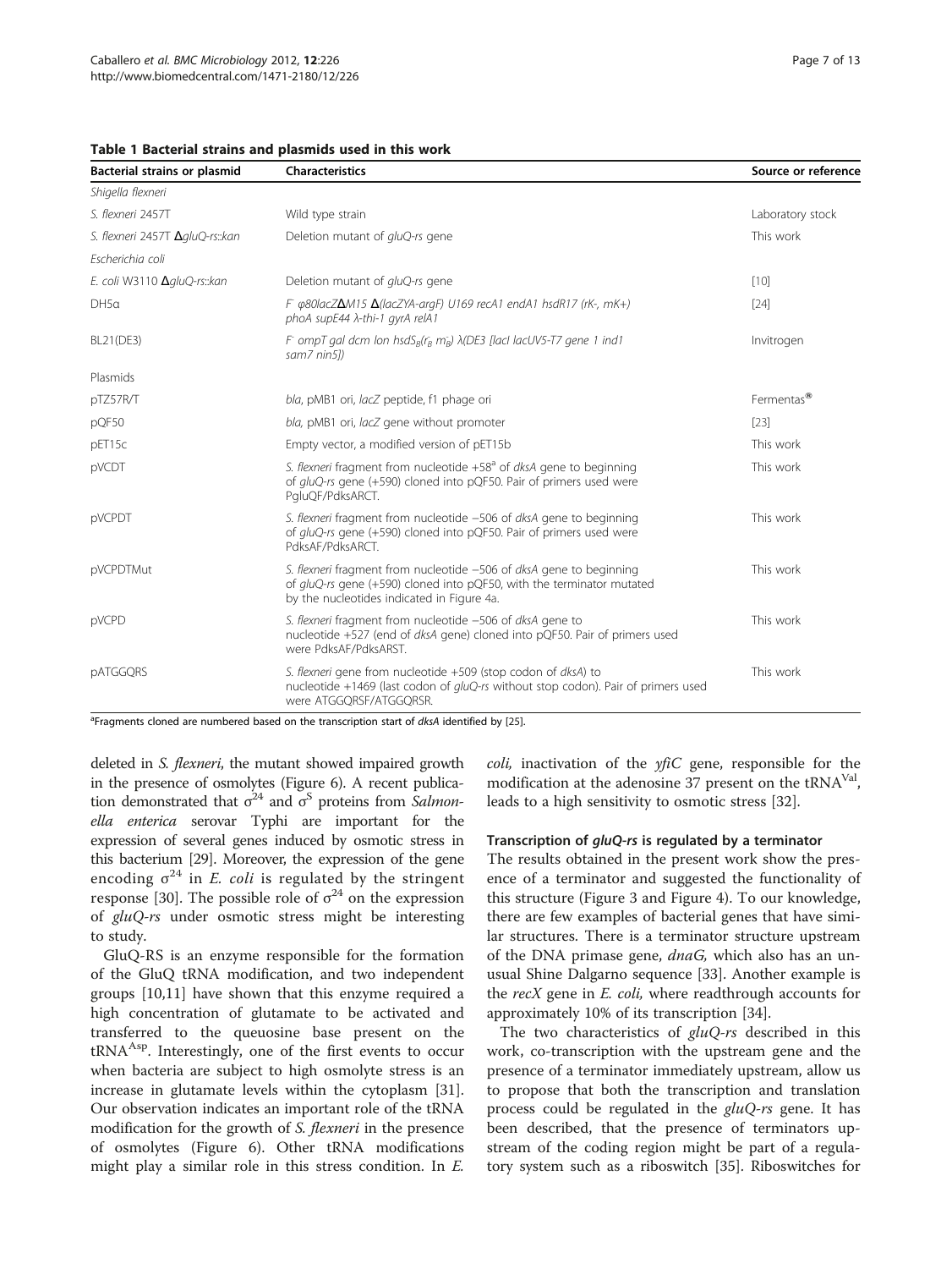**Table 1 Bacterial strains and plasmids used in this work**

| Bacterial strains or plasmid | Characteristics | Source or reference |
|---|---|---|
| *Shigella flexneri* | | |
| *S. flexneri* 2457T | Wild type strain | Laboratory stock |
| *S. flexneri* 2457T Δ*gluQ-rs::kan* | Deletion mutant of *gluQ-rs* gene | This work |
| *Escherichia coli* | | |
| *E. coli* W3110 Δ*gluQ-rs::kan* | Deletion mutant of *gluQ-rs* gene | [10] |
| DH5α | F⁻ φ80lacZΔM15 Δ(lacZYA-argF) U169 recA1 endA1 hsdR17 (rK-, mK+) phoA supE44 λ-thi-1 gyrA relA1 | [24] |
| BL21(DE3) | F⁻ ompT gal dcm lon hsdS$_B$($r_B^-$ $m_B^-$) λ(DE3 [lacI lacUV5-T7 gene 1 ind1 sam7 nin5]) | Invitrogen |
| Plasmids | | |
| pTZ57R/T | *bla*, pMB1 ori, *lacZ* peptide, f1 phage ori | Fermentas® |
| pQF50 | *bla*, pMB1 ori, *lacZ* gene without promoter | [23] |
| pET15c | Empty vector, a modified version of pET15b | This work |
| pVCDT | *S. flexneri* fragment from nucleotide +58[a] of *dksA* gene to beginning of *gluQ-rs* gene (+590) cloned into pQF50. Pair of primers used were PgluQF/PdksARCT. | This work |
| pVCPDT | *S. flexneri* fragment from nucleotide −506 of *dksA* gene to beginning of *gluQ-rs* gene (+590) cloned into pQF50. Pair of primers used were PdksAF/PdksARCT. | This work |
| pVCPDTMut | *S. flexneri* fragment from nucleotide −506 of *dksA* gene to beginning of *gluQ-rs* gene (+590) cloned into pQF50, with the terminator mutated by the nucleotides indicated in Figure 4a. | This work |
| pVCPD | *S. flexneri* fragment from nucleotide −506 of *dksA* gene to nucleotide +527 (end of *dksA* gene) cloned into pQF50. Pair of primers used were PdksAF/PdksARST. | This work |
| pATGGQRS | *S. flexneri* gene from nucleotide +509 (stop codon of *dksA*) to nucleotide +1469 (last codon of *gluQ-rs* without stop codon). Pair of primers used were ATGGQRSF/ATGGQRSR. | This work |

[a]Fragments cloned are numbered based on the transcription start of *dksA* identified by [25].

deleted in *S. flexneri*, the mutant showed impaired growth in the presence of osmolytes (Figure 6). A recent publication demonstrated that $\sigma^{24}$ and $\sigma^{S}$ proteins from *Salmonella enterica* serovar Typhi are important for the expression of several genes induced by osmotic stress in this bacterium [29]. Moreover, the expression of the gene encoding $\sigma^{24}$ in *E. coli* is regulated by the stringent response [30]. The possible role of $\sigma^{24}$ on the expression of *gluQ-rs* under osmotic stress might be interesting to study.

GluQ-RS is an enzyme responsible for the formation of the GluQ tRNA modification, and two independent groups [10,11] have shown that this enzyme required a high concentration of glutamate to be activated and transferred to the queuosine base present on the $tRNA^{Asp}$. Interestingly, one of the first events to occur when bacteria are subject to high osmolyte stress is an increase in glutamate levels within the cytoplasm [31]. Our observation indicates an important role of the tRNA modification for the growth of *S. flexneri* in the presence of osmolytes (Figure 6). Other tRNA modifications might play a similar role in this stress condition. In *E. coli,* inactivation of the *yfiC* gene, responsible for the modification at the adenosine 37 present on the $tRNA^{Val}$, leads to a high sensitivity to osmotic stress [32].

### Transcription of *gluQ-rs* is regulated by a terminator

The results obtained in the present work show the presence of a terminator and suggested the functionality of this structure (Figure 3 and Figure 4). To our knowledge, there are few examples of bacterial genes that have similar structures. There is a terminator structure upstream of the DNA primase gene, *dnaG*, which also has an unusual Shine Dalgarno sequence [33]. Another example is the *recX* gene in *E. coli,* where readthrough accounts for approximately 10% of its transcription [34].

The two characteristics of *gluQ-rs* described in this work, co-transcription with the upstream gene and the presence of a terminator immediately upstream, allow us to propose that both the transcription and translation process could be regulated in the *gluQ-rs* gene. It has been described, that the presence of terminators upstream of the coding region might be part of a regulatory system such as a riboswitch [35]. Riboswitches for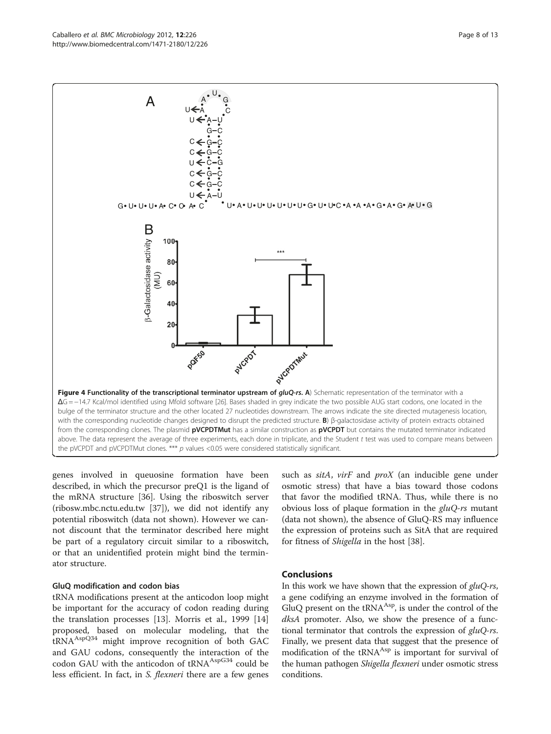**Figure 4 Functionality of the transcriptional terminator upstream of *gluQ-rs*. A**) Schematic representation of the terminator with a ΔG = −14.7 Kcal/mol identified using Mfold software [26]. Bases shaded in grey indicate the two possible AUG start codons, one located in the bulge of the terminator structure and the other located 27 nucleotides downstream. The arrows indicate the site directed mutagenesis location, with the corresponding nucleotide changes designed to disrupt the predicted structure. **B**) β-galactosidase activity of protein extracts obtained from the corresponding clones. The plasmid **pVCPDTMut** has a similar construction as **pVCPDT** but contains the mutated terminator indicated above. The data represent the average of three experiments, each done in triplicate, and the Student *t* test was used to compare means between the pVCPDT and pVCPDTMut clones. *** *p* values <0.05 were considered statistically significant.

genes involved in queuosine formation have been described, in which the precursor preQ1 is the ligand of the mRNA structure [36]. Using the riboswitch server (ribosw.mbc.nctu.edu.tw [37]), we did not identify any potential riboswitch (data not shown). However we cannot discount that the terminator described here might be part of a regulatory circuit similar to a riboswitch, or that an unidentified protein might bind the terminator structure.

#### GluQ modification and codon bias

tRNA modifications present at the anticodon loop might be important for the accuracy of codon reading during the translation processes [13]. Morris et al., 1999 [14] proposed, based on molecular modeling, that the $tRNA^{AspQ34}$ might improve recognition of both GAC and GAU codons, consequently the interaction of the codon GAU with the anticodon of $tRNA^{AspG34}$ could be less efficient. In fact, in *S. flexneri* there are a few genes such as *sitA*, *virF* and *proX* (an inducible gene under osmotic stress) that have a bias toward those codons that favor the modified tRNA. Thus, while there is no obvious loss of plaque formation in the *gluQ-rs* mutant (data not shown), the absence of GluQ-RS may influence the expression of proteins such as SitA that are required for fitness of *Shigella* in the host [38].

## Conclusions

In this work we have shown that the expression of *gluQ-rs*, a gene codifying an enzyme involved in the formation of GluQ present on the $tRNA^{Asp}$, is under the control of the *dksA* promoter. Also, we show the presence of a functional terminator that controls the expression of *gluQ-rs*. Finally, we present data that suggest that the presence of modification of the $tRNA^{Asp}$ is important for survival of the human pathogen *Shigella flexneri* under osmotic stress conditions.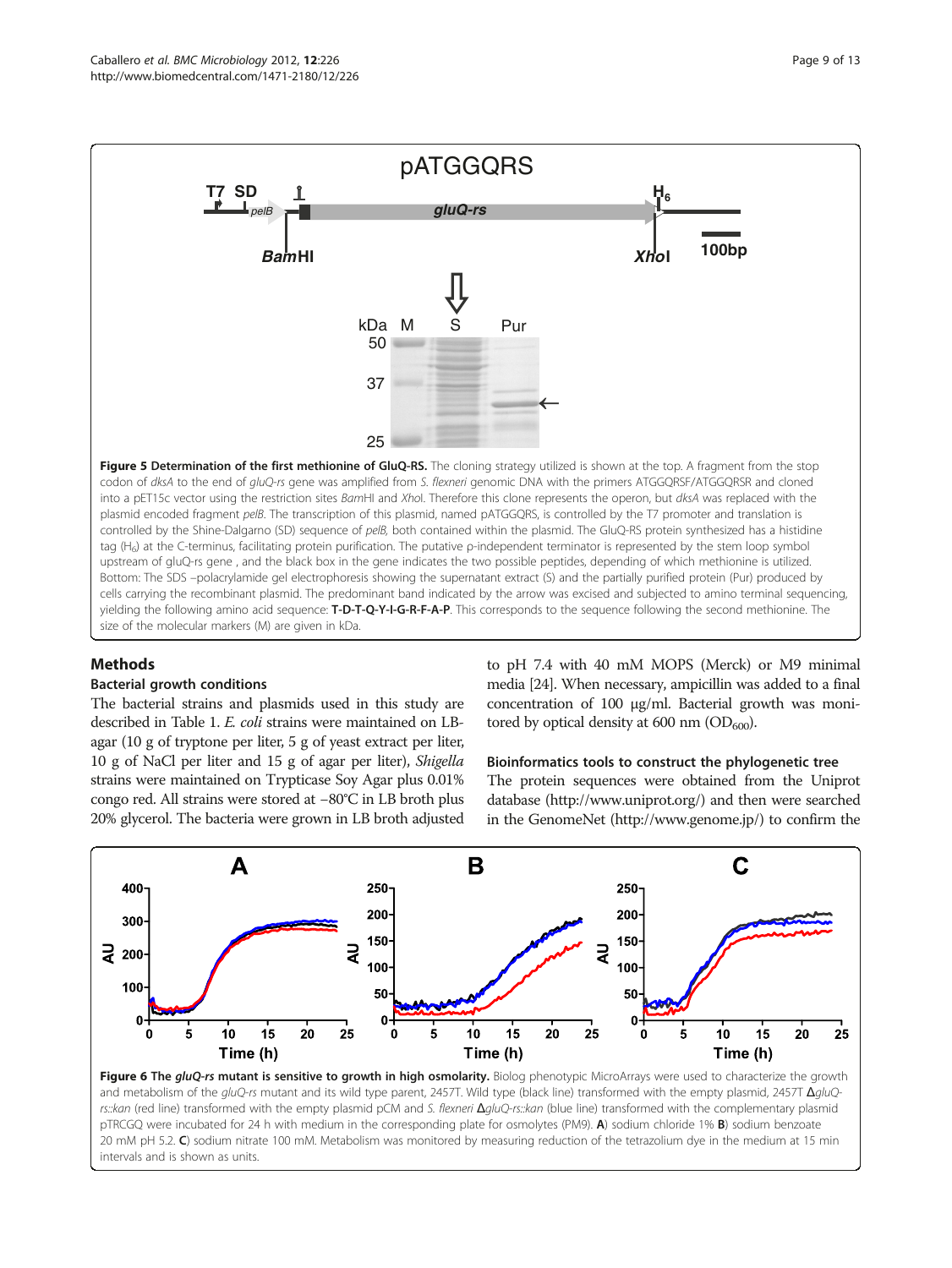**Figure 5 Determination of the first methionine of GluQ-RS.** The cloning strategy utilized is shown at the top. A fragment from the stop codon of *dksA* to the end of *gluQ-rs* gene was amplified from *S. flexneri* genomic DNA with the primers ATGGQRSF/ATGGQRSR and cloned into a pET15c vector using the restriction sites *Bam*HI and *Xho*I. Therefore this clone represents the operon, but *dksA* was replaced with the plasmid encoded fragment *pelB*. The transcription of this plasmid, named pATGGQRS, is controlled by the T7 promoter and translation is controlled by the Shine-Dalgarno (SD) sequence of *pelB*, both contained within the plasmid. The GluQ-RS protein synthesized has a histidine tag ($H_6$) at the C-terminus, facilitating protein purification. The putative ρ-independent terminator is represented by the stem loop symbol upstream of gluQ-rs gene , and the black box in the gene indicates the two possible peptides, depending of which methionine is utilized. Bottom: The SDS –polacrylamide gel electrophoresis showing the supernatant extract (S) and the partially purified protein (Pur) produced by cells carrying the recombinant plasmid. The predominant band indicated by the arrow was excised and subjected to amino terminal sequencing, yielding the following amino acid sequence: **T-D-T-Q-Y-I-G-R-F-A-P**. This corresponds to the sequence following the second methionine. The size of the molecular markers (M) are given in kDa.

## Methods

### Bacterial growth conditions

The bacterial strains and plasmids used in this study are described in Table 1. *E. coli* strains were maintained on LB-agar (10 g of tryptone per liter, 5 g of yeast extract per liter, 10 g of NaCl per liter and 15 g of agar per liter), *Shigella* strains were maintained on Trypticase Soy Agar plus 0.01% congo red. All strains were stored at −80°C in LB broth plus 20% glycerol. The bacteria were grown in LB broth adjusted to pH 7.4 with 40 mM MOPS (Merck) or M9 minimal media [24]. When necessary, ampicillin was added to a final concentration of 100 μg/ml. Bacterial growth was monitored by optical density at 600 nm ($OD_{600}$).

### Bioinformatics tools to construct the phylogenetic tree

The protein sequences were obtained from the Uniprot database (http://www.uniprot.org/) and then were searched in the GenomeNet (http://www.genome.jp/) to confirm the

**Figure 6 The *gluQ-rs* mutant is sensitive to growth in high osmolarity.** Biolog phenotypic MicroArrays were used to characterize the growth and metabolism of the *gluQ-rs* mutant and its wild type parent, 2457T. Wild type (black line) transformed with the empty plasmid, 2457T Δ*gluQ-rs::kan* (red line) transformed with the empty plasmid pCM and *S. flexneri* Δ*gluQ-rs::kan* (blue line) transformed with the complementary plasmid pTRCGQ were incubated for 24 h with medium in the corresponding plate for osmolytes (PM9). **A**) sodium chloride 1% **B**) sodium benzoate 20 mM pH 5.2. **C**) sodium nitrate 100 mM. Metabolism was monitored by measuring reduction of the tetrazolium dye in the medium at 15 min intervals and is shown as units.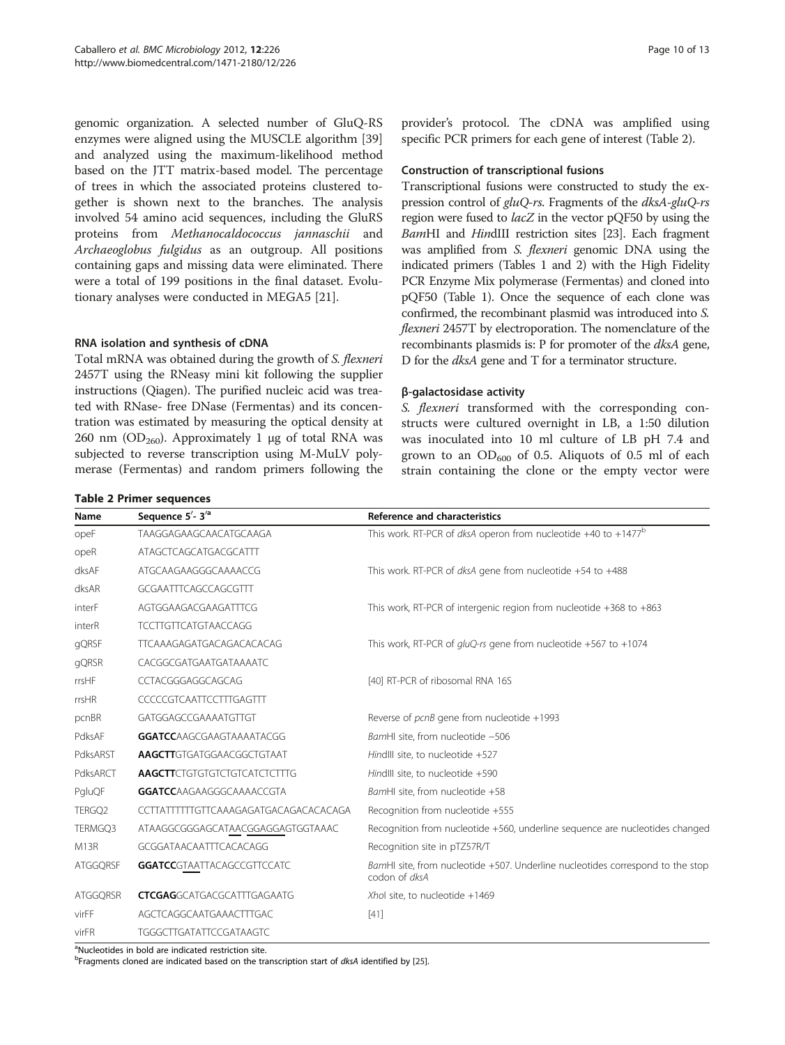genomic organization. A selected number of GluQ-RS enzymes were aligned using the MUSCLE algorithm [39] and analyzed using the maximum-likelihood method based on the JTT matrix-based model. The percentage of trees in which the associated proteins clustered together is shown next to the branches. The analysis involved 54 amino acid sequences, including the GluRS proteins from *Methanocaldococcus jannaschii* and *Archaeoglobus fulgidus* as an outgroup. All positions containing gaps and missing data were eliminated. There were a total of 199 positions in the final dataset. Evolutionary analyses were conducted in MEGA5 [21].

### RNA isolation and synthesis of cDNA

Total mRNA was obtained during the growth of *S. flexneri* 2457T using the RNeasy mini kit following the supplier instructions (Qiagen). The purified nucleic acid was treated with RNase- free DNase (Fermentas) and its concentration was estimated by measuring the optical density at 260 nm ($OD_{260}$). Approximately 1 μg of total RNA was subjected to reverse transcription using M-MuLV polymerase (Fermentas) and random primers following the provider's protocol. The cDNA was amplified using specific PCR primers for each gene of interest (Table 2).

### Construction of transcriptional fusions

Transcriptional fusions were constructed to study the expression control of *gluQ-rs*. Fragments of the *dksA-gluQ-rs* region were fused to *lacZ* in the vector pQF50 by using the *Bam*HI and *Hin*dIII restriction sites [23]. Each fragment was amplified from *S. flexneri* genomic DNA using the indicated primers (Tables 1 and 2) with the High Fidelity PCR Enzyme Mix polymerase (Fermentas) and cloned into pQF50 (Table 1). Once the sequence of each clone was confirmed, the recombinant plasmid was introduced into *S. flexneri* 2457T by electroporation. The nomenclature of the recombinants plasmids is: P for promoter of the *dksA* gene, D for the *dksA* gene and T for a terminator structure.

### β-galactosidase activity

*S. flexneri* transformed with the corresponding constructs were cultured overnight in LB, a 1:50 dilution was inoculated into 10 ml culture of LB pH 7.4 and grown to an $OD_{600}$ of 0.5. Aliquots of 0.5 ml of each strain containing the clone or the empty vector were

**Table 2 Primer sequences**

| Name | Sequence 5′- 3′[a] | Reference and characteristics |
|---|---|---|
| opeF | TAAGGAGAAGCAACATGCAAGA | This work. RT-PCR of *dksA* operon from nucleotide +40 to +1477[b] |
| opeR | ATAGCTCAGCATGACGCATTT | |
| dksAF | ATGCAAGAAGGGCAAAACCG | This work. RT-PCR of *dksA* gene from nucleotide +54 to +488 |
| dksAR | GCGAATTTCAGCCAGCGTTT | |
| interF | AGTGGAAGACGAAGATTTCG | This work, RT-PCR of intergenic region from nucleotide +368 to +863 |
| interR | TCCTTGTTCATGTAACCAGG | |
| gQRSF | TTCAAAGAGATGACAGACACACAG | This work, RT-PCR of *gluQ-rs* gene from nucleotide +567 to +1074 |
| gQRSR | CACGGCGATGAATGATAAAATC | |
| rrsHF | CCTACGGGAGGCAGCAG | [40] RT-PCR of ribosomal RNA 16S |
| rrsHR | CCCCCGTCAATTCCTTTGAGTTT | |
| pcnBR | GATGGAGCCGAAAATGTTGT | Reverse of *pcnB* gene from nucleotide +1993 |
| PdksAF | **GGATCC**AAGCGAAGTAAAATACGG | *Bam*HI site, from nucleotide −506 |
| PdksARST | **AAGCTT**GTGATGGAACGGCTGTAAT | *Hin*dIII site, to nucleotide +527 |
| PdksARCT | **AAGCTT**CTGTGTGTCTGTCATCTCTTTG | *Hin*dIII site, to nucleotide +590 |
| PgluQF | **GGATCC**AAGAAGGGCAAAACCGTA | *Bam*HI site, from nucleotide +58 |
| TERGQ2 | CCTTATTTTTTGTTCAAAGAGATGACAGACACACAGA | Recognition from nucleotide +555 |
| TERMGQ3 | ATAAGGCGGGAGCATAACGGAGGAGTGGTAAAC | Recognition from nucleotide +560, underline sequence are nucleotides changed |
| M13R | GCGGATAACAATTTCACACAGG | Recognition site in pTZ57R/T |
| ATGGQRSF | **GGATCC**GTAATTACAGCCGTTCCATC | *Bam*HI site, from nucleotide +507. Underline nucleotides correspond to the stop codon of *dksA* |
| ATGGQRSR | **CTCGAG**GCATGACGCATTTGAGAATG | *Xho*I site, to nucleotide +1469 |
| virFF | AGCTCAGGCAATGAAACTTTGAC | [41] |
| virFR | TGGGCTTGATATTCCGATAAGTC | |

[a]Nucleotides in bold are indicated restriction site.
[b]Fragments cloned are indicated based on the transcription start of *dksA* identified by [25].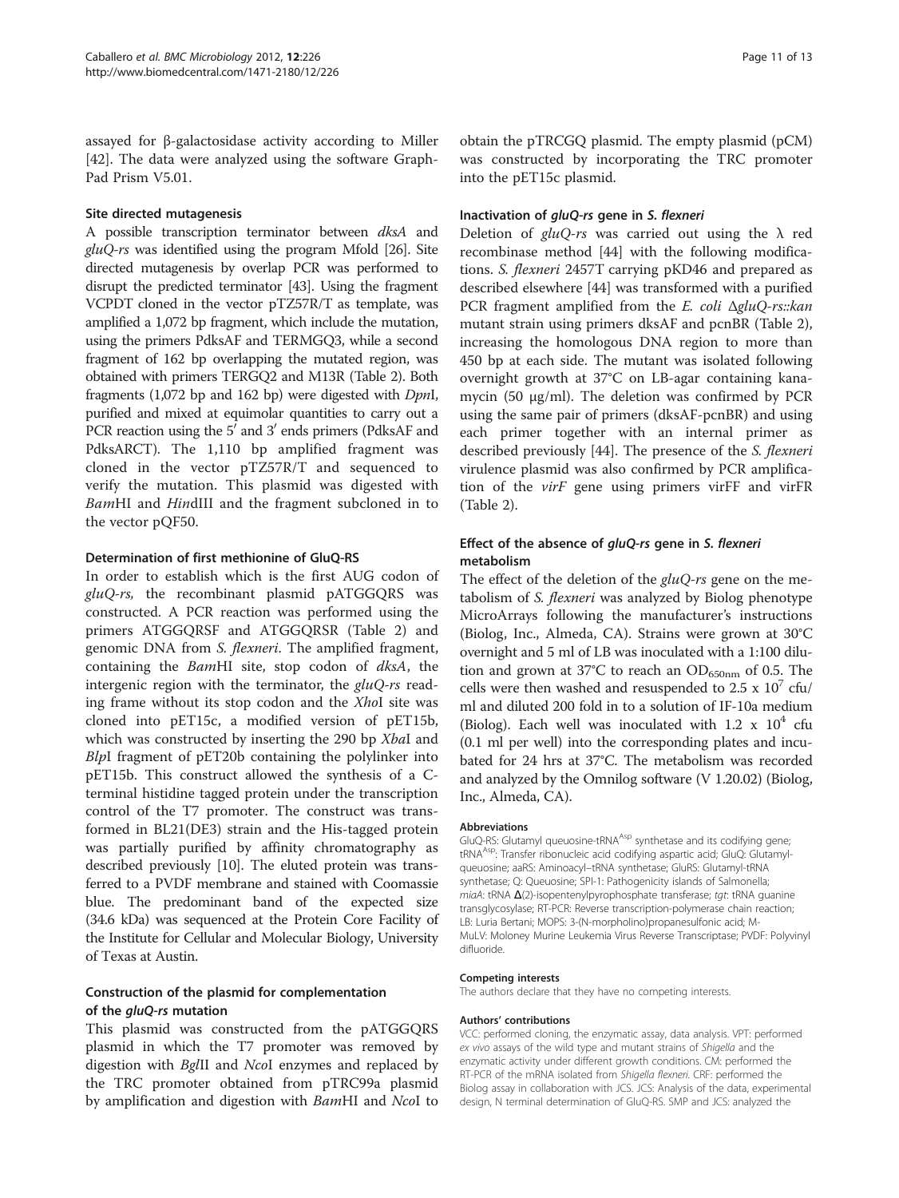assayed for β-galactosidase activity according to Miller [42]. The data were analyzed using the software GraphPad Prism V5.01.

### Site directed mutagenesis

A possible transcription terminator between *dksA* and *gluQ-rs* was identified using the program Mfold [26]. Site directed mutagenesis by overlap PCR was performed to disrupt the predicted terminator [43]. Using the fragment VCPDT cloned in the vector pTZ57R/T as template, was amplified a 1,072 bp fragment, which include the mutation, using the primers PdksAF and TERMGQ3, while a second fragment of 162 bp overlapping the mutated region, was obtained with primers TERGQ2 and M13R (Table 2). Both fragments (1,072 bp and 162 bp) were digested with *Dpn*I, purified and mixed at equimolar quantities to carry out a PCR reaction using the 5′ and 3′ ends primers (PdksAF and PdksARCT). The 1,110 bp amplified fragment was cloned in the vector pTZ57R/T and sequenced to verify the mutation. This plasmid was digested with *Bam*HI and *Hin*dIII and the fragment subcloned in to the vector pQF50.

### Determination of first methionine of GluQ-RS

In order to establish which is the first AUG codon of *gluQ-rs,* the recombinant plasmid pATGGQRS was constructed. A PCR reaction was performed using the primers ATGGQRSF and ATGGQRSR (Table 2) and genomic DNA from *S. flexneri*. The amplified fragment, containing the *Bam*HI site, stop codon of *dksA*, the intergenic region with the terminator, the *gluQ-rs* reading frame without its stop codon and the *Xho*I site was cloned into pET15c, a modified version of pET15b, which was constructed by inserting the 290 bp *Xba*I and *Blp*I fragment of pET20b containing the polylinker into pET15b. This construct allowed the synthesis of a C-terminal histidine tagged protein under the transcription control of the T7 promoter. The construct was transformed in BL21(DE3) strain and the His-tagged protein was partially purified by affinity chromatography as described previously [10]. The eluted protein was transferred to a PVDF membrane and stained with Coomassie blue. The predominant band of the expected size (34.6 kDa) was sequenced at the Protein Core Facility of the Institute for Cellular and Molecular Biology, University of Texas at Austin.

### Construction of the plasmid for complementation of the *gluQ-rs* mutation

This plasmid was constructed from the pATGGQRS plasmid in which the T7 promoter was removed by digestion with *Bgl*II and *Nco*I enzymes and replaced by the TRC promoter obtained from pTRC99a plasmid by amplification and digestion with *Bam*HI and *Nco*I to obtain the pTRCGQ plasmid. The empty plasmid (pCM) was constructed by incorporating the TRC promoter into the pET15c plasmid.

### Inactivation of *gluQ-rs* gene in *S. flexneri*

Deletion of *gluQ-rs* was carried out using the λ red recombinase method [44] with the following modifications. *S. flexneri* 2457T carrying pKD46 and prepared as described elsewhere [44] was transformed with a purified PCR fragment amplified from the *E. coli* Δ*gluQ-rs::kan* mutant strain using primers dksAF and pcnBR (Table 2), increasing the homologous DNA region to more than 450 bp at each side. The mutant was isolated following overnight growth at 37°C on LB-agar containing kanamycin (50 μg/ml). The deletion was confirmed by PCR using the same pair of primers (dksAF-pcnBR) and using each primer together with an internal primer as described previously [44]. The presence of the *S. flexneri* virulence plasmid was also confirmed by PCR amplification of the *virF* gene using primers virFF and virFR (Table 2).

### Effect of the absence of *gluQ-rs* gene in *S. flexneri* metabolism

The effect of the deletion of the *gluQ-rs* gene on the metabolism of *S. flexneri* was analyzed by Biolog phenotype MicroArrays following the manufacturer's instructions (Biolog, Inc., Almeda, CA). Strains were grown at 30°C overnight and 5 ml of LB was inoculated with a 1:100 dilution and grown at 37°C to reach an $OD_{650nm}$ of 0.5. The cells were then washed and resuspended to $2.5 \times 10^7$ cfu/ml and diluted 200 fold in to a solution of IF-10a medium (Biolog). Each well was inoculated with $1.2 \times 10^4$ cfu (0.1 ml per well) into the corresponding plates and incubated for 24 hrs at 37°C. The metabolism was recorded and analyzed by the Omnilog software (V 1.20.02) (Biolog, Inc., Almeda, CA).

#### Abbreviations

GluQ-RS: Glutamyl queuosine-tRNA$^{Asp}$ synthetase and its codifying gene; tRNA$^{Asp}$: Transfer ribonucleic acid codifying aspartic acid; GluQ: Glutamyl-queuosine; aaRS: Aminoacyl–tRNA synthetase; GluRS: Glutamyl-tRNA synthetase; Q: Queuosine; SPI-1: Pathogenicity islands of Salmonella; *miaA*: tRNA Δ(2)-isopentenylpyrophosphate transferase; *tgt*: tRNA guanine transglycosylase; RT-PCR: Reverse transcription-polymerase chain reaction; LB: Luria Bertani; MOPS: 3-(N-morpholino)propanesulfonic acid; M-MuLV: Moloney Murine Leukemia Virus Reverse Transcriptase; PVDF: Polyvinyl difluoride.

#### Competing interests

The authors declare that they have no competing interests.

#### Authors' contributions

VCC: performed cloning, the enzymatic assay, data analysis. VPT: performed *ex vivo* assays of the wild type and mutant strains of *Shigella* and the enzymatic activity under different growth conditions. CM: performed the RT-PCR of the mRNA isolated from *Shigella flexneri*. CRF: performed the Biolog assay in collaboration with JCS. JCS: Analysis of the data, experimental design, N terminal determination of GluQ-RS. SMP and JCS: analyzed the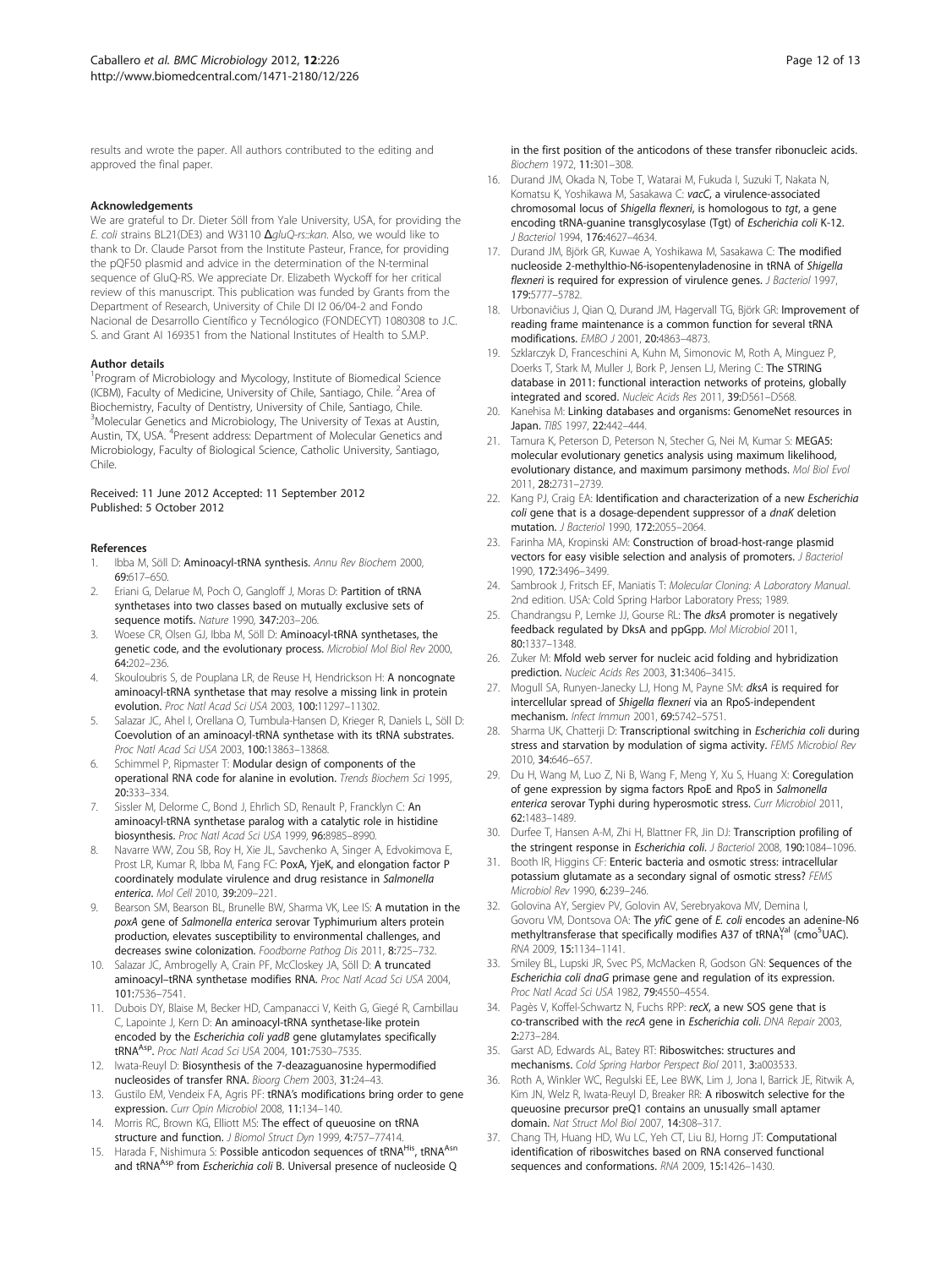results and wrote the paper. All authors contributed to the editing and approved the final paper.

### Acknowledgements

We are grateful to Dr. Dieter Söll from Yale University, USA, for providing the *E. coli* strains BL21(DE3) and W3110 Δ*gluQ-rs::kan*. Also, we would like to thank to Dr. Claude Parsot from the Institute Pasteur, France, for providing the pQF50 plasmid and advice in the determination of the N-terminal sequence of GluQ-RS. We appreciate Dr. Elizabeth Wyckoff for her critical review of this manuscript. This publication was funded by Grants from the Department of Research, University of Chile DI I2 06/04-2 and Fondo Nacional de Desarrollo Científico y Tecnólogico (FONDECYT) 1080308 to J.C. S. and Grant AI 169351 from the National Institutes of Health to S.M.P.

### Author details

[1]Program of Microbiology and Mycology, Institute of Biomedical Science (ICBM), Faculty of Medicine, University of Chile, Santiago, Chile. [2]Area of Biochemistry, Faculty of Dentistry, University of Chile, Santiago, Chile. [3]Molecular Genetics and Microbiology, The University of Texas at Austin, Austin, TX, USA. [4]Present address: Department of Molecular Genetics and Microbiology, Faculty of Biological Science, Catholic University, Santiago, Chile.

Received: 11 June 2012 Accepted: 11 September 2012
Published: 5 October 2012

### References

1. Ibba M, Söll D: **Aminoacyl-tRNA synthesis.** *Annu Rev Biochem* 2000, **69:**617–650.
2. Eriani G, Delarue M, Poch O, Gangloff J, Moras D: **Partition of tRNA synthetases into two classes based on mutually exclusive sets of sequence motifs.** *Nature* 1990, **347:**203–206.
3. Woese CR, Olsen GJ, Ibba M, Söll D: **Aminoacyl-tRNA synthetases, the genetic code, and the evolutionary process.** *Microbiol Mol Biol Rev* 2000, **64:**202–236.
4. Skouloubris S, de Pouplana LR, de Reuse H, Hendrickson H: **A noncognate aminoacyl-tRNA synthetase that may resolve a missing link in protein evolution.** *Proc Natl Acad Sci USA* 2003, **100:**11297–11302.
5. Salazar JC, Ahel I, Orellana O, Tumbula-Hansen D, Krieger R, Daniels L, Söll D: **Coevolution of an aminoacyl-tRNA synthetase with its tRNA substrates.** *Proc Natl Acad Sci USA* 2003, **100:**13863–13868.
6. Schimmel P, Ripmaster T: **Modular design of components of the operational RNA code for alanine in evolution.** *Trends Biochem Sci* 1995, **20:**333–334.
7. Sissler M, Delorme C, Bond J, Ehrlich SD, Renault P, Francklyn C: **An aminoacyl-tRNA synthetase paralog with a catalytic role in histidine biosynthesis.** *Proc Natl Acad Sci USA* 1999, **96:**8985–8990.
8. Navarre WW, Zou SB, Roy H, Xie JL, Savchenko A, Singer A, Edvokimova E, Prost LR, Kumar R, Ibba M, Fang FC: **PoxA, YjeK, and elongation factor P coordinately modulate virulence and drug resistance in *Salmonella enterica*.** *Mol Cell* 2010, **39:**209–221.
9. Bearson SM, Bearson BL, Brunelle BW, Sharma VK, Lee IS: **A mutation in the *poxA* gene of *Salmonella enterica* serovar Typhimurium alters protein production, elevates susceptibility to environmental challenges, and decreases swine colonization.** *Foodborne Pathog Dis* 2011, **8:**725–732.
10. Salazar JC, Ambrogelly A, Crain PF, McCloskey JA, Söll D: **A truncated aminoacyl–tRNA synthetase modifies RNA.** *Proc Natl Acad Sci USA* 2004, **101:**7536–7541.
11. Dubois DY, Blaise M, Becker HD, Campanacci V, Keith G, Giegé R, Cambillau C, Lapointe J, Kern D: **An aminoacyl-tRNA synthetase-like protein encoded by the *Escherichia coli yadB* gene glutamylates specifically tRNA$^{Asp}$.** *Proc Natl Acad Sci USA* 2004, **101:**7530–7535.
12. Iwata-Reuyl D: **Biosynthesis of the 7-deazaguanosine hypermodified nucleosides of transfer RNA.** *Bioorg Chem* 2003, **31:**24–43.
13. Gustilo EM, Vendeix FA, Agris PF: **tRNA's modifications bring order to gene expression.** *Curr Opin Microbiol* 2008, **11:**134–140.
14. Morris RC, Brown KG, Elliott MS: **The effect of queuosine on tRNA structure and function.** *J Biomol Struct Dyn* 1999, **4:**757–77414.
15. Harada F, Nishimura S: **Possible anticodon sequences of tRNA$^{His}$, tRNA$^{Asn}$ and tRNA$^{Asp}$ from *Escherichia coli* B. Universal presence of nucleoside Q in the first position of the anticodons of these transfer ribonucleic acids.** *Biochem* 1972, **11:**301–308.
16. Durand JM, Okada N, Tobe T, Watarai M, Fukuda I, Suzuki T, Nakata N, Komatsu K, Yoshikawa M, Sasakawa C: ***vacC*, a virulence-associated chromosomal locus of *Shigella flexneri*, is homologous to *tgt*, a gene encoding tRNA-guanine transglycosylase (Tgt) of *Escherichia coli* K-12.** *J Bacteriol* 1994, **176:**4627–4634.
17. Durand JM, Björk GR, Kuwae A, Yoshikawa M, Sasakawa C: **The modified nucleoside 2-methylthio-N6-isopentenyladenosine in tRNA of *Shigella flexneri* is required for expression of virulence genes.** *J Bacteriol* 1997, **179:**5777–5782.
18. Urbonavičius J, Qian Q, Durand JM, Hagervall TG, Björk GR: **Improvement of reading frame maintenance is a common function for several tRNA modifications.** *EMBO J* 2001, **20:**4863–4873.
19. Szklarczyk D, Franceschini A, Kuhn M, Simonovic M, Roth A, Minguez P, Doerks T, Stark M, Muller J, Bork P, Jensen LJ, Mering C: **The STRING database in 2011: functional interaction networks of proteins, globally integrated and scored.** *Nucleic Acids Res* 2011, **39:**D561–D568.
20. Kanehisa M: **Linking databases and organisms: GenomeNet resources in Japan.** *TIBS* 1997, **22:**442–444.
21. Tamura K, Peterson D, Peterson N, Stecher G, Nei M, Kumar S: **MEGA5: molecular evolutionary genetics analysis using maximum likelihood, evolutionary distance, and maximum parsimony methods.** *Mol Biol Evol* 2011, **28:**2731–2739.
22. Kang PJ, Craig EA: **Identification and characterization of a new *Escherichia coli* gene that is a dosage-dependent suppressor of a *dnaK* deletion mutation.** *J Bacteriol* 1990, **172:**2055–2064.
23. Farinha MA, Kropinski AM: **Construction of broad-host-range plasmid vectors for easy visible selection and analysis of promoters.** *J Bacteriol* 1990, **172:**3496–3499.
24. Sambrook J, Fritsch EF, Maniatis T: *Molecular Cloning: A Laboratory Manual.* 2nd edition. USA: Cold Spring Harbor Laboratory Press; 1989.
25. Chandrangsu P, Lemke JJ, Gourse RL: **The *dksA* promoter is negatively feedback regulated by DksA and ppGpp.** *Mol Microbiol* 2011, **80:**1337–1348.
26. Zuker M: **Mfold web server for nucleic acid folding and hybridization prediction.** *Nucleic Acids Res* 2003, **31:**3406–3415.
27. Mogull SA, Runyen-Janecky LJ, Hong M, Payne SM: ***dksA* is required for intercellular spread of *Shigella flexneri* via an RpoS-independent mechanism.** *Infect Immun* 2001, **69:**5742–5751.
28. Sharma UK, Chatterji D: **Transcriptional switching in *Escherichia coli* during stress and starvation by modulation of sigma activity.** *FEMS Microbiol Rev* 2010, **34:**646–657.
29. Du H, Wang M, Luo Z, Ni B, Wang F, Meng Y, Xu S, Huang X: **Coregulation of gene expression by sigma factors RpoE and RpoS in *Salmonella enterica* serovar Typhi during hyperosmotic stress.** *Curr Microbiol* 2011, **62:**1483–1489.
30. Durfee T, Hansen A-M, Zhi H, Blattner FR, Jin DJ: **Transcription profiling of the stringent response in *Escherichia coli*.** *J Bacteriol* 2008, **190:**1084–1096.
31. Booth IR, Higgins CF: **Enteric bacteria and osmotic stress: intracellular potassium glutamate as a secondary signal of osmotic stress?** *FEMS Microbiol Rev* 1990, **6:**239–246.
32. Golovina AY, Sergiev PV, Golovin AV, Serebryakova MV, Demina I, Govoru VM, Dontsova OA: **The *yfiC* gene of *E. coli* encodes an adenine-N6 methyltransferase that specifically modifies A37 of tRNA$_1^{Val}$ (cmo$^5$UAC).** *RNA* 2009, **15:**1134–1141.
33. Smiley BL, Lupski JR, Svec PS, McMacken R, Godson GN: **Sequences of the *Escherichia coli dnaG* primase gene and regulation of its expression.** *Proc Natl Acad Sci USA* 1982, **79:**4550–4554.
34. Pagès V, Koffel-Schwartz N, Fuchs RPP: ***recX*, a new SOS gene that is co-transcribed with the *recA* gene in *Escherichia coli*.** *DNA Repair* 2003, **2:**273–284.
35. Garst AD, Edwards AL, Batey RT: **Riboswitches: structures and mechanisms.** *Cold Spring Harbor Perspect Biol* 2011, **3:**a003533.
36. Roth A, Winkler WC, Regulski EE, Lee BWK, Lim J, Jona I, Barrick JE, Ritwik A, Kim JN, Welz R, Iwata-Reuyl D, Breaker RR: **A riboswitch selective for the queuosine precursor preQ1 contains an unusually small aptamer domain.** *Nat Struct Mol Biol* 2007, **14:**308–317.
37. Chang TH, Huang HD, Wu LC, Yeh CT, Liu BJ, Horng JT: **Computational identification of riboswitches based on RNA conserved functional sequences and conformations.** *RNA* 2009, **15:**1426–1430.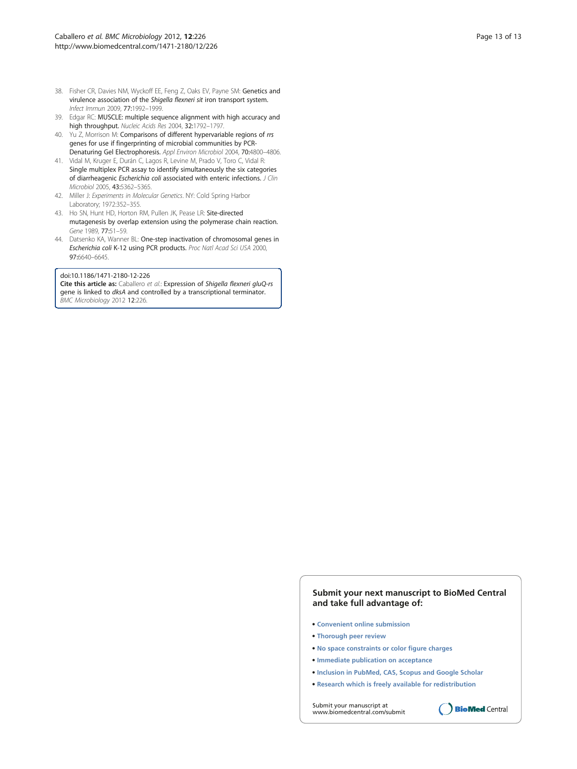38. Fisher CR, Davies NM, Wyckoff EE, Feng Z, Oaks EV, Payne SM: **Genetics and virulence association of the *Shigella flexneri sit* iron transport system.** *Infect Immun* 2009, **77:**1992–1999.
39. Edgar RC: **MUSCLE: multiple sequence alignment with high accuracy and high throughput.** *Nucleic Acids Res* 2004, **32:**1792–1797.
40. Yu Z, Morrison M: **Comparisons of different hypervariable regions of *rrs* genes for use if fingerprinting of microbial communities by PCR-Denaturing Gel Electrophoresis.** *Appl Environ Microbiol* 2004, **70:**4800–4806.
41. Vidal M, Kruger E, Durán C, Lagos R, Levine M, Prado V, Toro C, Vidal R: **Single multiplex PCR assay to identify simultaneously the six categories of diarrheagenic *Escherichia coli* associated with enteric infections.** *J Clin Microbiol* 2005, **43:**5362–5365.
42. Miller J: *Experiments in Molecular Genetics*. NY: Cold Spring Harbor Laboratory; 1972:352–355.
43. Ho SN, Hunt HD, Horton RM, Pullen JK, Pease LR: **Site-directed mutagenesis by overlap extension using the polymerase chain reaction.** *Gene* 1989, **77:**51–59.
44. Datsenko KA, Wanner BL: **One-step inactivation of chromosomal genes in *Escherichia coli* K-12 using PCR products.** *Proc Natl Acad Sci USA* 2000, **97:**6640–6645.

doi:10.1186/1471-2180-12-226
**Cite this article as:** Caballero *et al.*: Expression of *Shigella flexneri gluQ-rs* gene is linked to *dksA* and controlled by a transcriptional terminator. *BMC Microbiology* 2012 **12**:226.

**Submit your next manuscript to BioMed Central and take full advantage of:**

- **Convenient online submission**
- **Thorough peer review**
- **No space constraints or color figure charges**
- **Immediate publication on acceptance**
- **Inclusion in PubMed, CAS, Scopus and Google Scholar**
- **Research which is freely available for redistribution**

Submit your manuscript at
www.biomedcentral.com/submit

BioMed Central